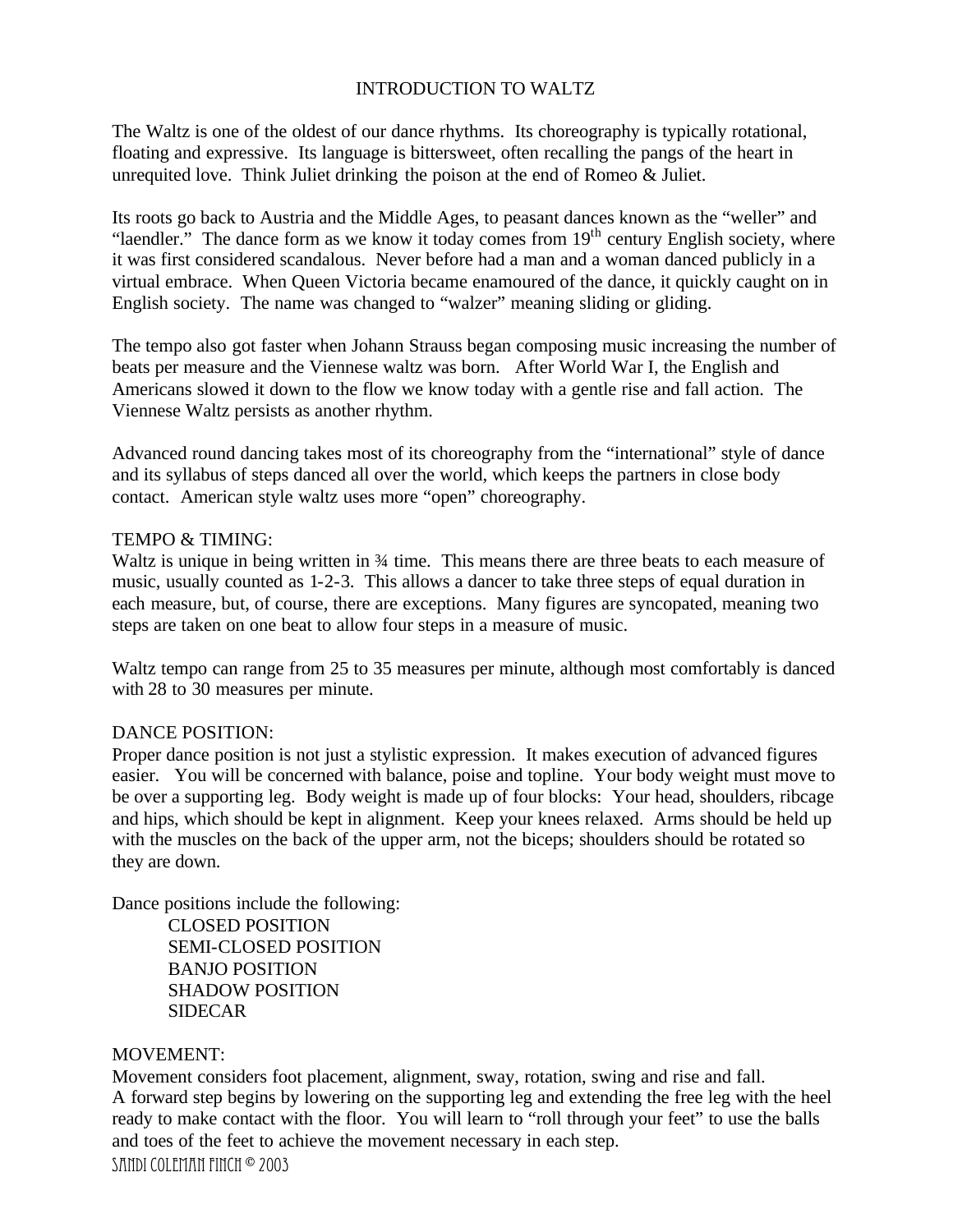# INTRODUCTION TO WALTZ

The Waltz is one of the oldest of our dance rhythms. Its choreography is typically rotational, floating and expressive. Its language is bittersweet, often recalling the pangs of the heart in unrequited love. Think Juliet drinking the poison at the end of Romeo & Juliet.

Its roots go back to Austria and the Middle Ages, to peasant dances known as the "weller" and "laendler." The dance form as we know it today comes from 19th century English society, where it was first considered scandalous. Never before had a man and a woman danced publicly in a virtual embrace. When Queen Victoria became enamoured of the dance, it quickly caught on in English society. The name was changed to "walzer" meaning sliding or gliding.

The tempo also got faster when Johann Strauss began composing music increasing the number of beats per measure and the Viennese waltz was born. After World War I, the English and Americans slowed it down to the flow we know today with a gentle rise and fall action. The Viennese Waltz persists as another rhythm.

Advanced round dancing takes most of its choreography from the "international" style of dance and its syllabus of steps danced all over the world, which keeps the partners in close body contact. American style waltz uses more "open" choreography.

## TEMPO & TIMING:

Waltz is unique in being written in ¾ time. This means there are three beats to each measure of music, usually counted as 1-2-3. This allows a dancer to take three steps of equal duration in each measure, but, of course, there are exceptions. Many figures are syncopated, meaning two steps are taken on one beat to allow four steps in a measure of music.

Waltz tempo can range from 25 to 35 measures per minute, although most comfortably is danced with 28 to 30 measures per minute.

## DANCE POSITION:

Proper dance position is not just a stylistic expression. It makes execution of advanced figures easier. You will be concerned with balance, poise and topline. Your body weight must move to be over a supporting leg. Body weight is made up of four blocks: Your head, shoulders, ribcage and hips, which should be kept in alignment. Keep your knees relaxed. Arms should be held up with the muscles on the back of the upper arm, not the biceps; shoulders should be rotated so they are down.

Dance positions include the following:

- CLOSED POSITION
- SEMI-CLOSED POSITION
- BANJO POSITION
- SHADOW POSITION
- SIDECAR

## MOVEMENT:

Movement considers foot placement, alignment, sway, rotation, swing and rise and fall.
A forward step begins by lowering on the supporting leg and extending the free leg with the heel ready to make contact with the floor. You will learn to "roll through your feet" to use the balls and toes of the feet to achieve the movement necessary in each step.

SANDI COLEMAN FINCH © 2003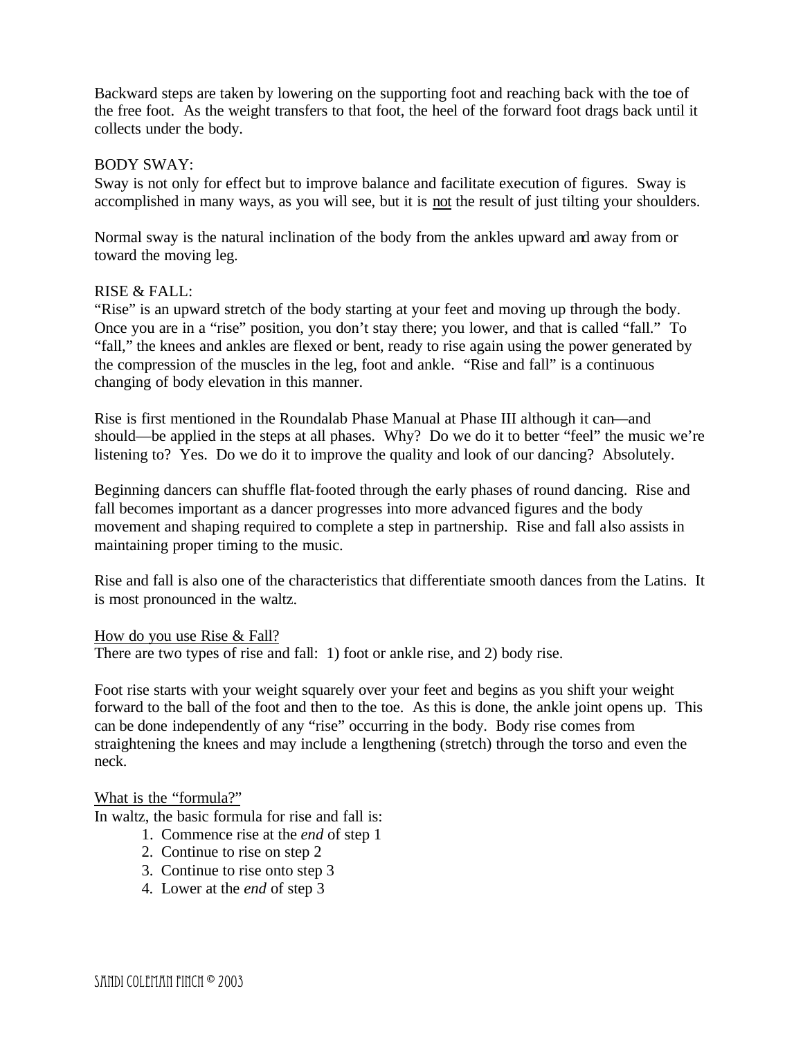Backward steps are taken by lowering on the supporting foot and reaching back with the toe of the free foot. As the weight transfers to that foot, the heel of the forward foot drags back until it collects under the body.

BODY SWAY:

Sway is not only for effect but to improve balance and facilitate execution of figures. Sway is accomplished in many ways, as you will see, but it is <u>not</u> the result of just tilting your shoulders.

Normal sway is the natural inclination of the body from the ankles upward and away from or toward the moving leg.

RISE & FALL:

"Rise" is an upward stretch of the body starting at your feet and moving up through the body. Once you are in a "rise" position, you don't stay there; you lower, and that is called "fall." To "fall," the knees and ankles are flexed or bent, ready to rise again using the power generated by the compression of the muscles in the leg, foot and ankle. "Rise and fall" is a continuous changing of body elevation in this manner.

Rise is first mentioned in the Roundalab Phase Manual at Phase III although it can—and should—be applied in the steps at all phases. Why? Do we do it to better "feel" the music we're listening to? Yes. Do we do it to improve the quality and look of our dancing? Absolutely.

Beginning dancers can shuffle flat-footed through the early phases of round dancing. Rise and fall becomes important as a dancer progresses into more advanced figures and the body movement and shaping required to complete a step in partnership. Rise and fall also assists in maintaining proper timing to the music.

Rise and fall is also one of the characteristics that differentiate smooth dances from the Latins. It is most pronounced in the waltz.

<u>How do you use Rise & Fall?</u>

There are two types of rise and fall: 1) foot or ankle rise, and 2) body rise.

Foot rise starts with your weight squarely over your feet and begins as you shift your weight forward to the ball of the foot and then to the toe. As this is done, the ankle joint opens up. This can be done independently of any "rise" occurring in the body. Body rise comes from straightening the knees and may include a lengthening (stretch) through the torso and even the neck.

<u>What is the "formula?"</u>

In waltz, the basic formula for rise and fall is:

1. Commence rise at the *end* of step 1
2. Continue to rise on step 2
3. Continue to rise onto step 3
4. Lower at the *end* of step 3